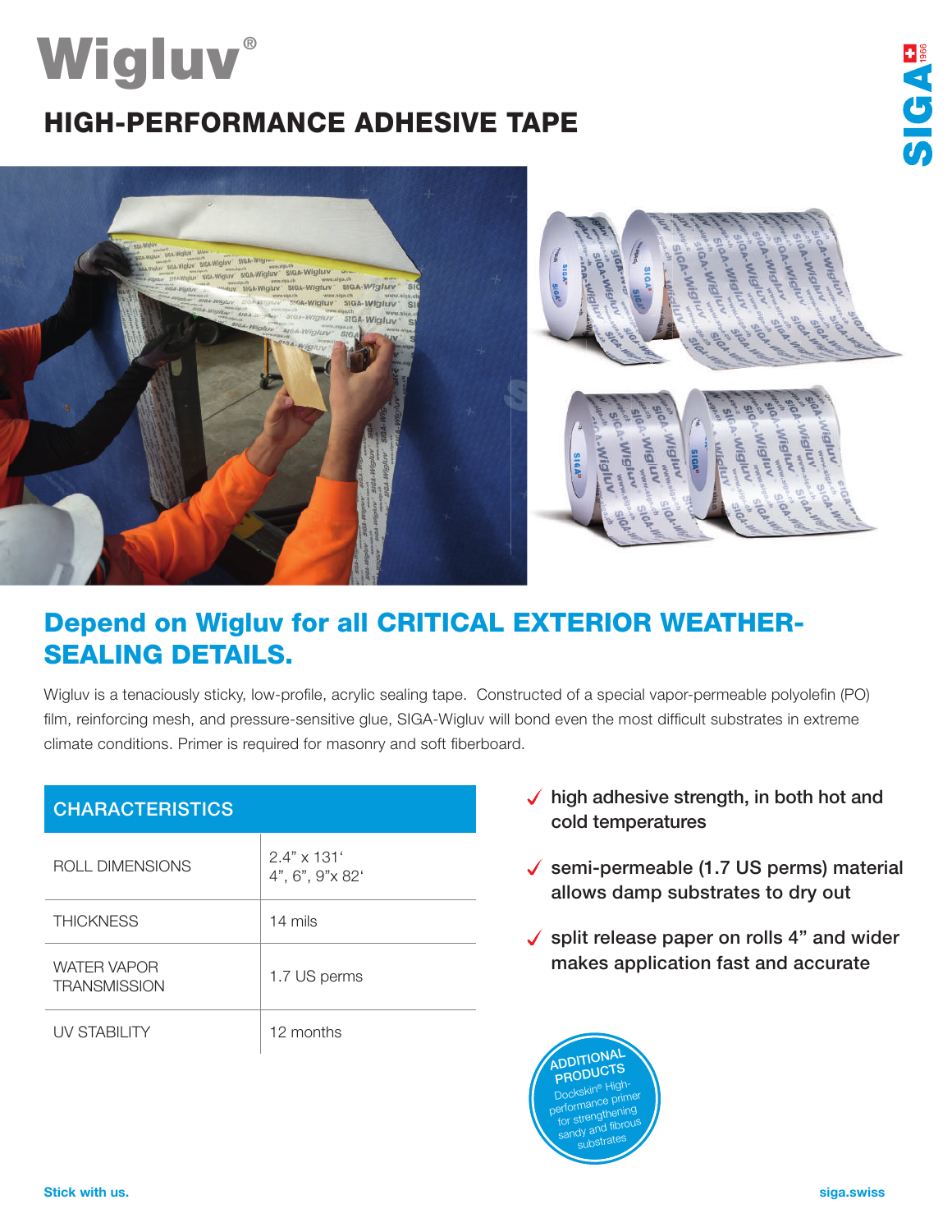# Wigluv®

## HIGH-PERFORMANCE ADHESIVE TAPE

## Depend on Wigluv for all CRITICAL EXTERIOR WEATHER-SEALING DETAILS.

Wigluv is a tenaciously sticky, low-profile, acrylic sealing tape. Constructed of a special vapor-permeable polyolefin (PO) film, reinforcing mesh, and pressure-sensitive glue, SIGA-Wigluv will bond even the most difficult substrates in extreme climate conditions. Primer is required for masonry and soft fiberboard.

| CHARACTERISTICS | |
|---|---|
| ROLL DIMENSIONS | 2.4" x 131' <br> 4", 6", 9"x 82' |
| THICKNESS | 14 mils |
| WATER VAPOR TRANSMISSION | 1.7 US perms |
| UV STABILITY | 12 months |

- ✓ high adhesive strength, in both hot and cold temperatures
- ✓ semi-permeable (1.7 US perms) material allows damp substrates to dry out
- ✓ split release paper on rolls 4" and wider makes application fast and accurate

**ADDITIONAL PRODUCTS**

Dockskin® High-performance primer for strengthening sandy and fibrous substrates

Stick with us.

siga.swiss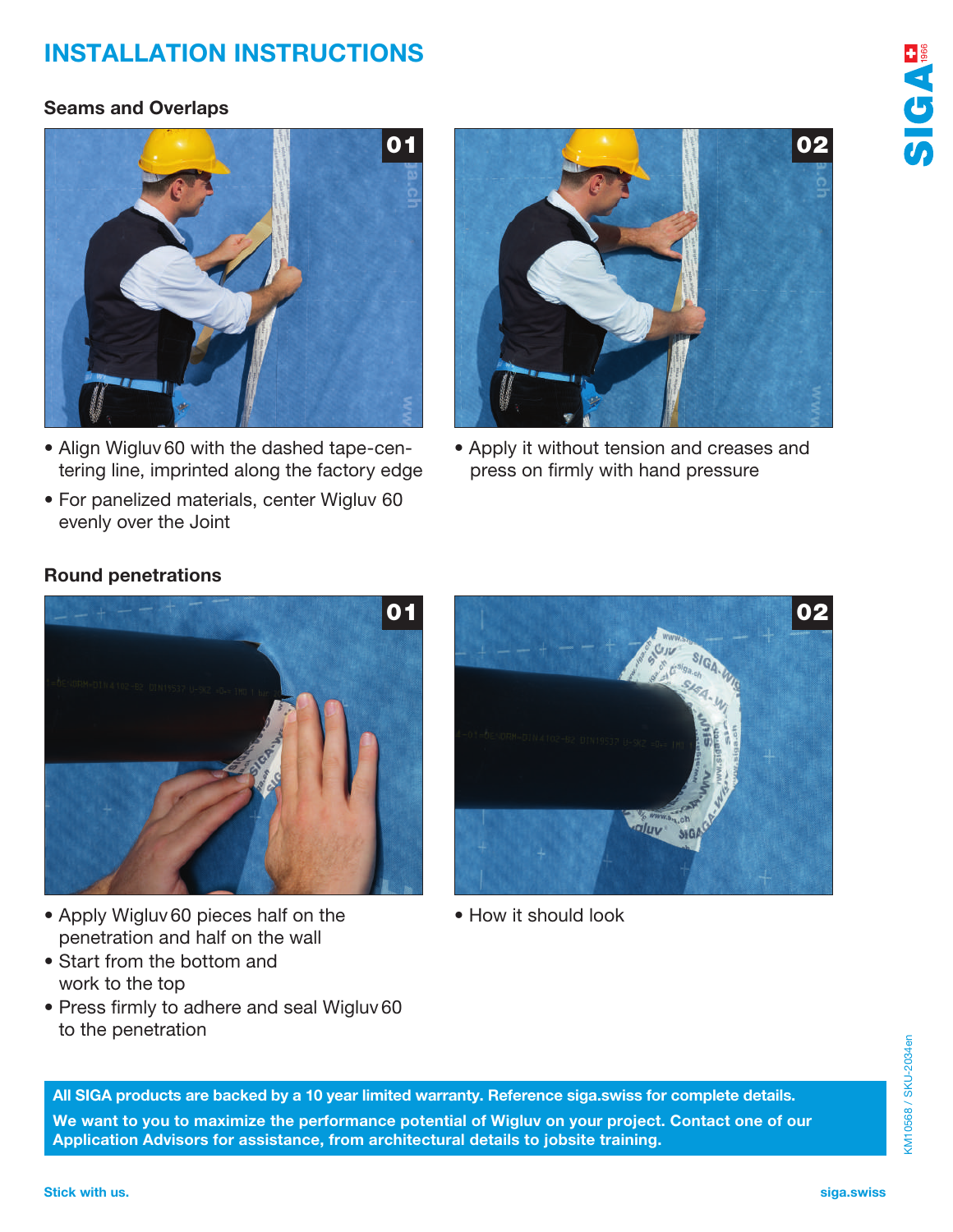# INSTALLATION INSTRUCTIONS

### Seams and Overlaps

01

- Align Wigluv 60 with the dashed tape-centering line, imprinted along the factory edge
- For panelized materials, center Wigluv 60 evenly over the Joint

02

- Apply it without tension and creases and press on firmly with hand pressure

### Round penetrations

01

- Apply Wigluv 60 pieces half on the penetration and half on the wall
- Start from the bottom and work to the top
- Press firmly to adhere and seal Wigluv 60 to the penetration

02

- How it should look

**All SIGA products are backed by a 10 year limited warranty. Reference siga.swiss for complete details.**

**We want to you to maximize the performance potential of Wigluv on your project. Contact one of our Application Advisors for assistance, from architectural details to jobsite training.**

KM10568 / SKU-2034en

Stick with us.

siga.swiss